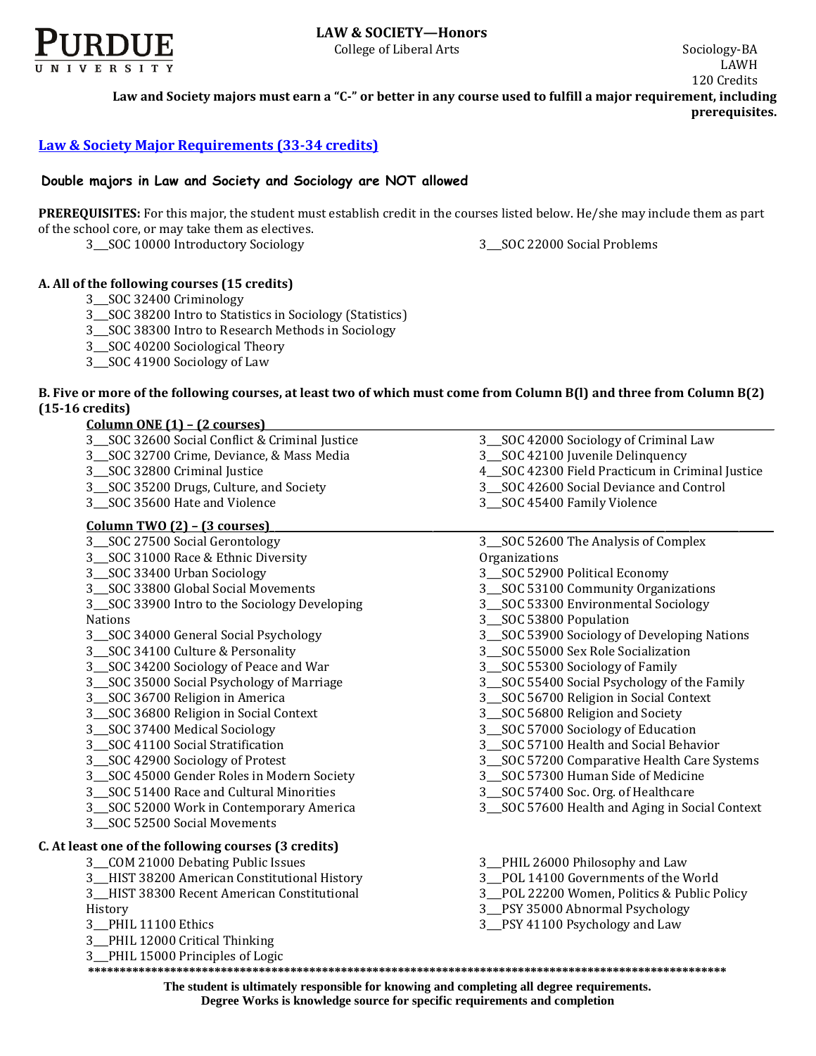**PURDUE UNIVERSITY**

# LAW & SOCIETY—Honors

College of Liberal Arts

Sociology-BA
LAWH
120 Credits

**Law and Society majors must earn a "C-" or better in any course used to fulfill a major requirement, including prerequisites.**

## Law & Society Major Requirements (33-34 credits)

**Double majors in Law and Society and Sociology are NOT allowed**

**PREREQUISITES:** For this major, the student must establish credit in the courses listed below. He/she may include them as part of the school core, or may take them as electives.

3__SOC 10000 Introductory Sociology
3__SOC 22000 Social Problems

### A. All of the following courses (15 credits)

3__SOC 32400 Criminology
3__SOC 38200 Intro to Statistics in Sociology (Statistics)
3__SOC 38300 Intro to Research Methods in Sociology
3__SOC 40200 Sociological Theory
3__SOC 41900 Sociology of Law

### B. Five or more of the following courses, at least two of which must come from Column B(l) and three from Column B(2) (15-16 credits)

**Column ONE (1) – (2 courses)**

3__SOC 32600 Social Conflict & Criminal Justice
3__SOC 32700 Crime, Deviance, & Mass Media
3__SOC 32800 Criminal Justice
3__SOC 35200 Drugs, Culture, and Society
3__SOC 35600 Hate and Violence
3__SOC 42000 Sociology of Criminal Law
3__SOC 42100 Juvenile Delinquency
4__SOC 42300 Field Practicum in Criminal Justice
3__SOC 42600 Social Deviance and Control
3__SOC 45400 Family Violence

**Column TWO (2) – (3 courses)**

3__SOC 27500 Social Gerontology
3__SOC 31000 Race & Ethnic Diversity
3__SOC 33400 Urban Sociology
3__SOC 33800 Global Social Movements
3__SOC 33900 Intro to the Sociology Developing Nations
3__SOC 34000 General Social Psychology
3__SOC 34100 Culture & Personality
3__SOC 34200 Sociology of Peace and War
3__SOC 35000 Social Psychology of Marriage
3__SOC 36700 Religion in America
3__SOC 36800 Religion in Social Context
3__SOC 37400 Medical Sociology
3__SOC 41100 Social Stratification
3__SOC 42900 Sociology of Protest
3__SOC 45000 Gender Roles in Modern Society
3__SOC 51400 Race and Cultural Minorities
3__SOC 52000 Work in Contemporary America
3__SOC 52500 Social Movements
3__SOC 52600 The Analysis of Complex Organizations
3__SOC 52900 Political Economy
3__SOC 53100 Community Organizations
3__SOC 53300 Environmental Sociology
3__SOC 53800 Population
3__SOC 53900 Sociology of Developing Nations
3__SOC 55000 Sex Role Socialization
3__SOC 55300 Sociology of Family
3__SOC 55400 Social Psychology of the Family
3__SOC 56700 Religion in Social Context
3__SOC 56800 Religion and Society
3__SOC 57000 Sociology of Education
3__SOC 57100 Health and Social Behavior
3__SOC 57200 Comparative Health Care Systems
3__SOC 57300 Human Side of Medicine
3__SOC 57400 Soc. Org. of Healthcare
3__SOC 57600 Health and Aging in Social Context

### C. At least one of the following courses (3 credits)

3__COM 21000 Debating Public Issues
3__HIST 38200 American Constitutional History
3__HIST 38300 Recent American Constitutional History
3__PHIL 11100 Ethics
3__PHIL 12000 Critical Thinking
3__PHIL 15000 Principles of Logic
3__PHIL 26000 Philosophy and Law
3__POL 14100 Governments of the World
3__POL 22200 Women, Politics & Public Policy
3__PSY 35000 Abnormal Psychology
3__PSY 41100 Psychology and Law

**************************************************************************************************

**The student is ultimately responsible for knowing and completing all degree requirements.**
**Degree Works is knowledge source for specific requirements and completion**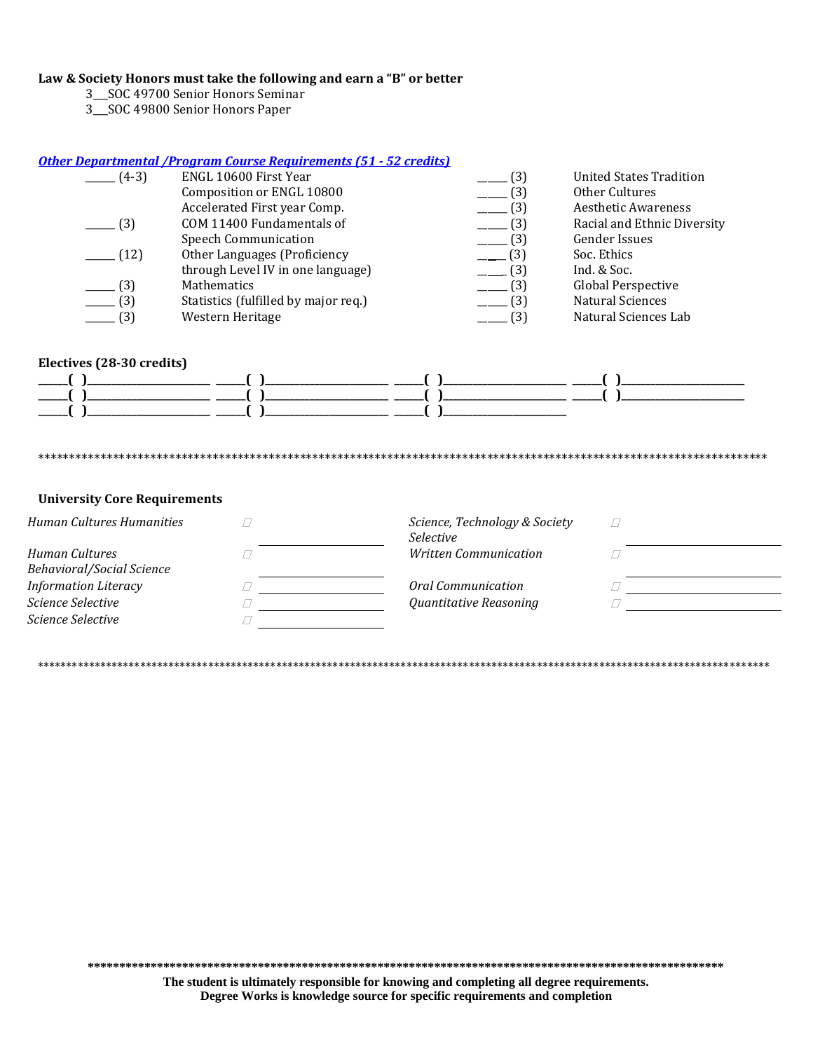**Law & Society Honors must take the following and earn a "B" or better**

3___SOC 49700 Senior Honors Seminar
3___SOC 49800 Senior Honors Paper

***Other Departmental /Program Course Requirements (51 - 52 credits)***

| | | | |
|---|---|---|---|
| _____ (4-3) | ENGL 10600 First Year Composition or ENGL 10800 Accelerated First year Comp. | _____ (3) | United States Tradition |
| | | _____ (3) | Other Cultures |
| | | _____ (3) | Aesthetic Awareness |
| _____ (3) | COM 11400 Fundamentals of Speech Communication | _____ (3) | Racial and Ethnic Diversity |
| | | _____ (3) | Gender Issues |
| _____ (12) | Other Languages (Proficiency through Level IV in one language) | _____ (3) | Soc. Ethics |
| | | _____ (3) | Ind. & Soc. |
| _____ (3) | Mathematics | _____ (3) | Global Perspective |
| _____ (3) | Statistics (fulfilled by major req.) | _____ (3) | Natural Sciences |
| _____ (3) | Western Heritage | _____ (3) | Natural Sciences Lab |

**Electives (28-30 credits)**

_____( )____________________ _____( )____________________ _____( )____________________ _____( )____________________
_____( )____________________ _____( )____________________ _____( )____________________ _____( )____________________
_____( )____________________ _____( )____________________ _____( )____________________

*******************************************************************************************************************

**University Core Requirements**

| | | | | | |
|---|---|---|---|---|---|
| *Human Cultures Humanities* | ☐ | ____________ | *Science, Technology & Society Selective* | ☐ | ____________ |
| *Human Cultures Behavioral/Social Science* | ☐ | ____________ | *Written Communication* | ☐ | ____________ |
| *Information Literacy* | ☐ | ____________ | *Oral Communication* | ☐ | ____________ |
| *Science Selective* | ☐ | ____________ | *Quantitative Reasoning* | ☐ | ____________ |
| *Science Selective* | ☐ | ____________ | | | |

*******************************************************************************************************************

*******************************************************************************************************

**The student is ultimately responsible for knowing and completing all degree requirements.**
**Degree Works is knowledge source for specific requirements and completion**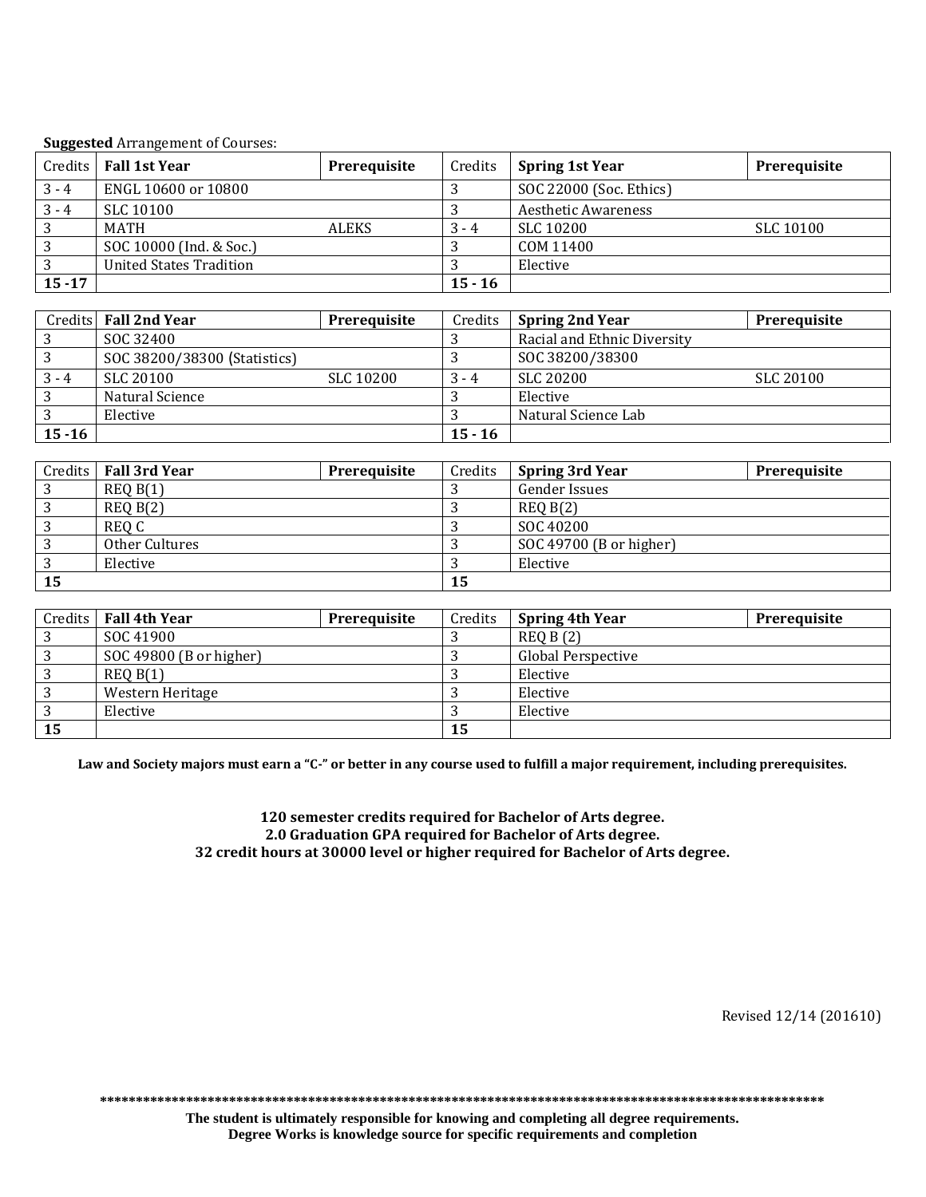**Suggested** Arrangement of Courses:

| Credits | Fall 1st Year | Prerequisite | Credits | Spring 1st Year | Prerequisite |
|---|---|---|---|---|---|
| 3 - 4 | ENGL 10600 or 10800 | | 3 | SOC 22000 (Soc. Ethics) | |
| 3 - 4 | SLC 10100 | | 3 | Aesthetic Awareness | |
| 3 | MATH | ALEKS | 3 - 4 | SLC 10200 | SLC 10100 |
| 3 | SOC 10000 (Ind. & Soc.) | | 3 | COM 11400 | |
| 3 | United States Tradition | | 3 | Elective | |
| **15 -17** | | | **15 - 16** | | |

| Credits | Fall 2nd Year | Prerequisite | Credits | Spring 2nd Year | Prerequisite |
|---|---|---|---|---|---|
| 3 | SOC 32400 | | 3 | Racial and Ethnic Diversity | |
| 3 | SOC 38200/38300 (Statistics) | | 3 | SOC 38200/38300 | |
| 3 - 4 | SLC 20100 | SLC 10200 | 3 - 4 | SLC 20200 | SLC 20100 |
| 3 | Natural Science | | 3 | Elective | |
| 3 | Elective | | 3 | Natural Science Lab | |
| **15 -16** | | | **15 - 16** | | |

| Credits | Fall 3rd Year | Prerequisite | Credits | Spring 3rd Year | Prerequisite |
|---|---|---|---|---|---|
| 3 | REQ B(1) | | 3 | Gender Issues | |
| 3 | REQ B(2) | | 3 | REQ B(2) | |
| 3 | REQ C | | 3 | SOC 40200 | |
| 3 | Other Cultures | | 3 | SOC 49700 (B or higher) | |
| 3 | Elective | | 3 | Elective | |
| **15** | | | **15** | | |

| Credits | Fall 4th Year | Prerequisite | Credits | Spring 4th Year | Prerequisite |
|---|---|---|---|---|---|
| 3 | SOC 41900 | | 3 | REQ B (2) | |
| 3 | SOC 49800 (B or higher) | | 3 | Global Perspective | |
| 3 | REQ B(1) | | 3 | Elective | |
| 3 | Western Heritage | | 3 | Elective | |
| 3 | Elective | | 3 | Elective | |
| **15** | | | **15** | | |

**Law and Society majors must earn a "C-" or better in any course used to fulfill a major requirement, including prerequisites.**

**120 semester credits required for Bachelor of Arts degree.**
**2.0 Graduation GPA required for Bachelor of Arts degree.**
**32 credit hours at 30000 level or higher required for Bachelor of Arts degree.**

Revised 12/14 (201610)

*****************************************************************************************************

**The student is ultimately responsible for knowing and completing all degree requirements.**
**Degree Works is knowledge source for specific requirements and completion**